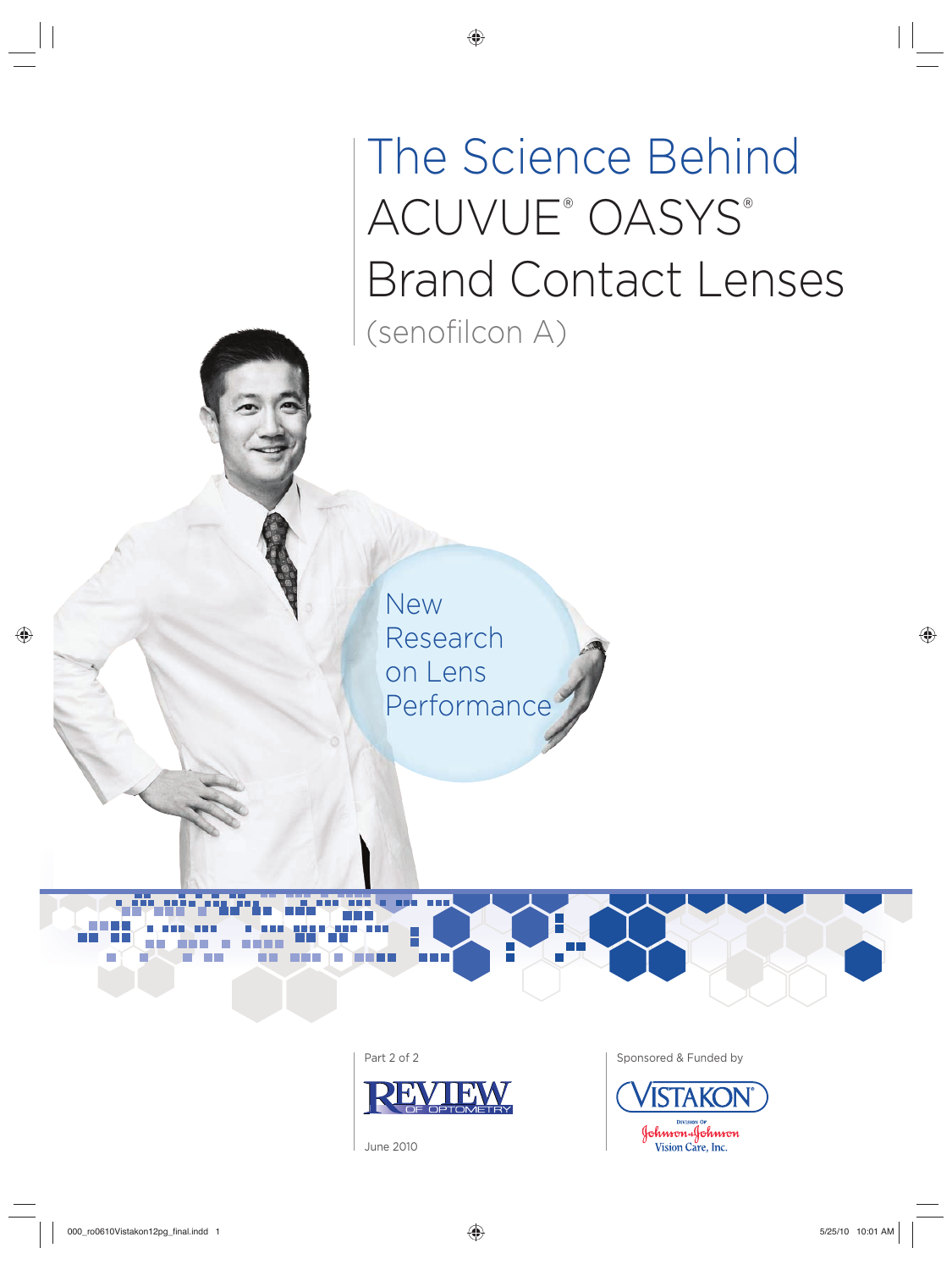# The Science Behind ACUVUE® OASYS® Brand Contact Lenses

(senofilcon A)

New Research on Lens Performance

Part 2 of 2

REVIEW OF OPTOMETRY

June 2010

Sponsored & Funded by

VISTAKON®

Division of Johnson & Johnson Vision Care, Inc.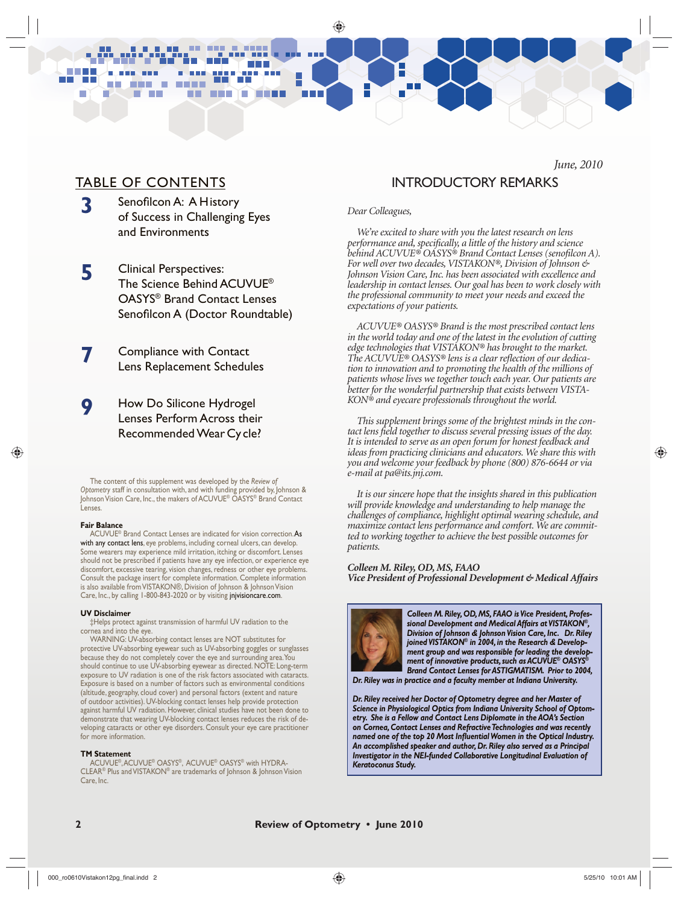## TABLE OF CONTENTS

**3** Senofilcon A: A History of Success in Challenging Eyes and Environments

**5** Clinical Perspectives: The Science Behind ACUVUE® OASYS® Brand Contact Lenses Senofilcon A (Doctor Roundtable)

**7** Compliance with Contact Lens Replacement Schedules

**9** How Do Silicone Hydrogel Lenses Perform Across their Recommended Wear Cycle?

The content of this supplement was developed by the *Review of Optometry* staff in consultation with, and with funding provided by, Johnson & Johnson Vision Care, Inc., the makers of ACUVUE® OASYS® Brand Contact Lenses.

**Fair Balance**
ACUVUE® Brand Contact Lenses are indicated for vision correction. As with any contact lens, eye problems, including corneal ulcers, can develop. Some wearers may experience mild irritation, itching or discomfort. Lenses should not be prescribed if patients have any eye infection, or experience eye discomfort, excessive tearing, vision changes, redness or other eye problems. Consult the package insert for complete information. Complete information is also available from VISTAKON®, Division of Johnson & Johnson Vision Care, Inc., by calling 1-800-843-2020 or by visiting jnjvisioncare.com.

**UV Disclaimer**
‡Helps protect against transmission of harmful UV radiation to the cornea and into the eye.
WARNING: UV-absorbing contact lenses are NOT substitutes for protective UV-absorbing eyewear such as UV-absorbing goggles or sunglasses because they do not completely cover the eye and surrounding area. You should continue to use UV-absorbing eyewear as directed. NOTE: Long-term exposure to UV radiation is one of the risk factors associated with cataracts. Exposure is based on a number of factors such as environmental conditions (altitude, geography, cloud cover) and personal factors (extent and nature of outdoor activities). UV-blocking contact lenses help provide protection against harmful UV radiation. However, clinical studies have not been done to demonstrate that wearing UV-blocking contact lenses reduces the risk of developing cataracts or other eye disorders. Consult your eye care practitioner for more information.

**TM Statement**
ACUVUE®, ACUVUE® OASYS®, ACUVUE® OASYS® with HYDRACLEAR® Plus and VISTAKON® are trademarks of Johnson & Johnson Vision Care, Inc.

*June, 2010*

## INTRODUCTORY REMARKS

*Dear Colleagues,*

*We're excited to share with you the latest research on lens performance and, specifically, a little of the history and science behind ACUVUE® OASYS® Brand Contact Lenses (senofilcon A). For well over two decades, VISTAKON®, Division of Johnson & Johnson Vision Care, Inc. has been associated with excellence and leadership in contact lenses. Our goal has been to work closely with the professional community to meet your needs and exceed the expectations of your patients.*

*ACUVUE® OASYS® Brand is the most prescribed contact lens in the world today and one of the latest in the evolution of cutting edge technologies that VISTAKON® has brought to the market. The ACUVUE® OASYS® lens is a clear reflection of our dedication to innovation and to promoting the health of the millions of patients whose lives we together touch each year. Our patients are better for the wonderful partnership that exists between VISTAKON® and eyecare professionals throughout the world.*

*This supplement brings some of the brightest minds in the contact lens field together to discuss several pressing issues of the day. It is intended to serve as an open forum for honest feedback and ideas from practicing clinicians and educators. We share this with you and welcome your feedback by phone (800) 876-6644 or via e-mail at pa@its.jnj.com.*

*It is our sincere hope that the insights shared in this publication will provide knowledge and understanding to help manage the challenges of compliance, highlight optimal wearing schedule, and maximize contact lens performance and comfort. We are committed to working together to achieve the best possible outcomes for patients.*

***Colleen M. Riley, OD, MS, FAAO***
***Vice President of Professional Development & Medical Affairs***

***Colleen M. Riley, OD, MS, FAAO is Vice President, Professional Development and Medical Affairs at VISTAKON®, Division of Johnson & Johnson Vision Care, Inc. Dr. Riley joined VISTAKON® in 2004, in the Research & Development group and was responsible for leading the development of innovative products, such as ACUVUE® OASYS® Brand Contact Lenses for ASTIGMATISM. Prior to 2004, Dr. Riley was in practice and a faculty member at Indiana University.***

***Dr. Riley received her Doctor of Optometry degree and her Master of Science in Physiological Optics from Indiana University School of Optometry. She is a Fellow and Contact Lens Diplomate in the AOA's Section on Cornea, Contact Lenses and Refractive Technologies and was recently named one of the top 20 Most Influential Women in the Optical Industry. An accomplished speaker and author, Dr. Riley also served as a Principal Investigator in the NEI-funded Collaborative Longitudinal Evaluation of Keratoconus Study.***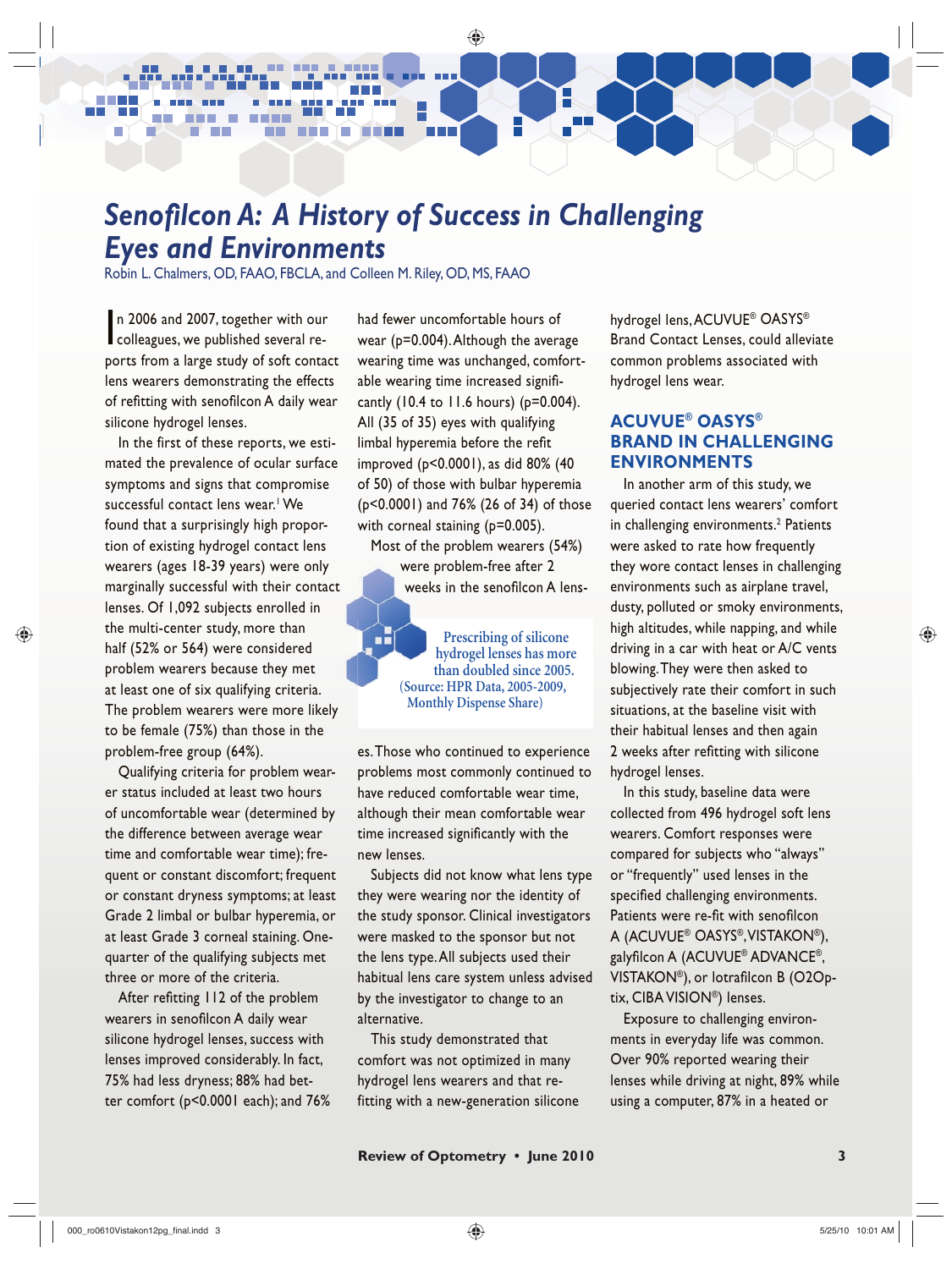# Senofilcon A: A History of Success in Challenging Eyes and Environments

Robin L. Chalmers, OD, FAAO, FBCLA, and Colleen M. Riley, OD, MS, FAAO

In 2006 and 2007, together with our colleagues, we published several reports from a large study of soft contact lens wearers demonstrating the effects of refitting with senofilcon A daily wear silicone hydrogel lenses.

In the first of these reports, we estimated the prevalence of ocular surface symptoms and signs that compromise successful contact lens wear.[1] We found that a surprisingly high proportion of existing hydrogel contact lens wearers (ages 18-39 years) were only marginally successful with their contact lenses. Of 1,092 subjects enrolled in the multi-center study, more than half (52% or 564) were considered problem wearers because they met at least one of six qualifying criteria. The problem wearers were more likely to be female (75%) than those in the problem-free group (64%).

Qualifying criteria for problem wearer status included at least two hours of uncomfortable wear (determined by the difference between average wear time and comfortable wear time); frequent or constant discomfort; frequent or constant dryness symptoms; at least Grade 2 limbal or bulbar hyperemia, or at least Grade 3 corneal staining. One-quarter of the qualifying subjects met three or more of the criteria.

After refitting 112 of the problem wearers in senofilcon A daily wear silicone hydrogel lenses, success with lenses improved considerably. In fact, 75% had less dryness; 88% had better comfort ($p<0.0001$ each); and 76% had fewer uncomfortable hours of wear ($p=0.004$). Although the average wearing time was unchanged, comfortable wearing time increased significantly (10.4 to 11.6 hours) ($p=0.004$). All (35 of 35) eyes with qualifying limbal hyperemia before the refit improved ($p<0.0001$), as did 80% (40 of 50) of those with bulbar hyperemia ($p<0.0001$) and 76% (26 of 34) of those with corneal staining ($p=0.005$).

Most of the problem wearers (54%) were problem-free after 2 weeks in the senofilcon A lenses. Those who continued to experience problems most commonly continued to have reduced comfortable wear time, although their mean comfortable wear time increased significantly with the new lenses.

> Prescribing of silicone hydrogel lenses has more than doubled since 2005. (Source: HPR Data, 2005-2009, Monthly Dispense Share)

Subjects did not know what lens type they were wearing nor the identity of the study sponsor. Clinical investigators were masked to the sponsor but not the lens type. All subjects used their habitual lens care system unless advised by the investigator to change to an alternative.

This study demonstrated that comfort was not optimized in many hydrogel lens wearers and that refitting with a new-generation silicone hydrogel lens, ACUVUE® OASYS® Brand Contact Lenses, could alleviate common problems associated with hydrogel lens wear.

## ACUVUE® OASYS® BRAND IN CHALLENGING ENVIRONMENTS

In another arm of this study, we queried contact lens wearers' comfort in challenging environments.[2] Patients were asked to rate how frequently they wore contact lenses in challenging environments such as airplane travel, dusty, polluted or smoky environments, high altitudes, while napping, and while driving in a car with heat or A/C vents blowing. They were then asked to subjectively rate their comfort in such situations, at the baseline visit with their habitual lenses and then again 2 weeks after refitting with silicone hydrogel lenses.

In this study, baseline data were collected from 496 hydrogel soft lens wearers. Comfort responses were compared for subjects who "always" or "frequently" used lenses in the specified challenging environments. Patients were re-fit with senofilcon A (ACUVUE® OASYS®, VISTAKON®), galyfilcon A (ACUVUE® ADVANCE®, VISTAKON®), or lotrafilcon B (O2Optix, CIBA VISION®) lenses.

Exposure to challenging environments in everyday life was common. Over 90% reported wearing their lenses while driving at night, 89% while using a computer, 87% in a heated or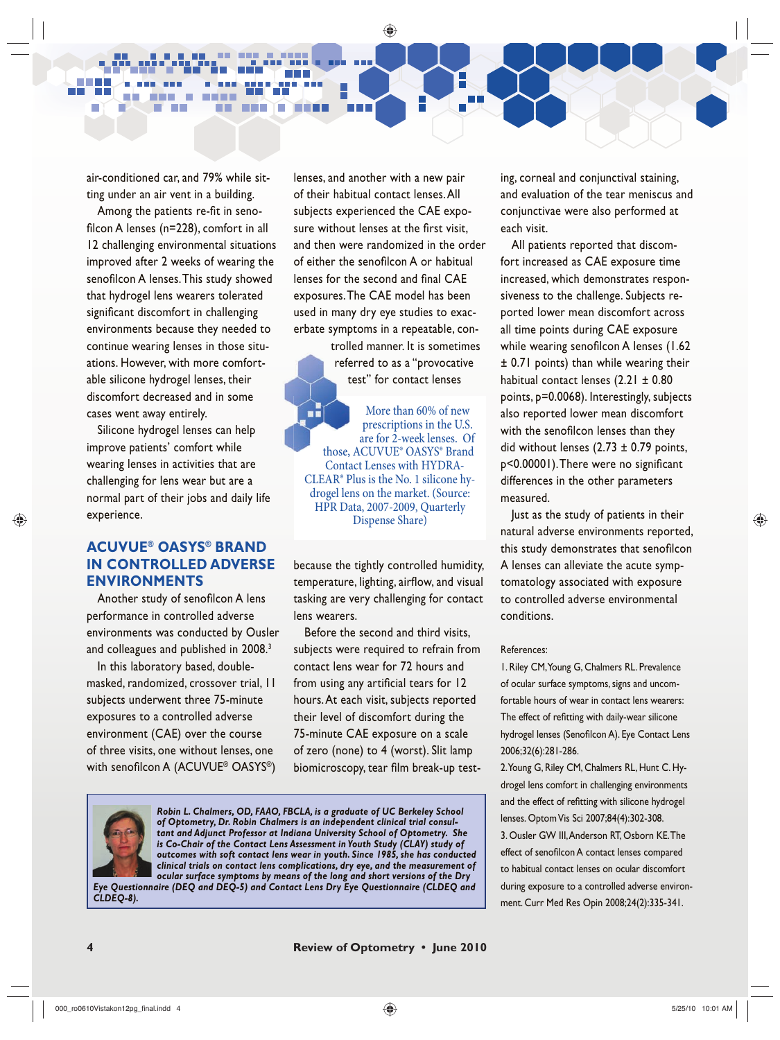air-conditioned car, and 79% while sitting under an air vent in a building.

Among the patients re-fit in senofilcon A lenses (n=228), comfort in all 12 challenging environmental situations improved after 2 weeks of wearing the senofilcon A lenses. This study showed that hydrogel lens wearers tolerated significant discomfort in challenging environments because they needed to continue wearing lenses in those situations. However, with more comfortable silicone hydrogel lenses, their discomfort decreased and in some cases went away entirely.

Silicone hydrogel lenses can help improve patients' comfort while wearing lenses in activities that are challenging for lens wear but are a normal part of their jobs and daily life experience.

## ACUVUE® OASYS® BRAND IN CONTROLLED ADVERSE ENVIRONMENTS

Another study of senofilcon A lens performance in controlled adverse environments was conducted by Ousler and colleagues and published in 2008.[3]

In this laboratory based, double-masked, randomized, crossover trial, 11 subjects underwent three 75-minute exposures to a controlled adverse environment (CAE) over the course of three visits, one without lenses, one with senofilcon A (ACUVUE® OASYS®) lenses, and another with a new pair of their habitual contact lenses. All subjects experienced the CAE exposure without lenses at the first visit, and then were randomized in the order of either the senofilcon A or habitual lenses for the second and final CAE exposures. The CAE model has been used in many dry eye studies to exacerbate symptoms in a repeatable, controlled manner. It is sometimes referred to as a "provocative test" for contact lenses because the tightly controlled humidity, temperature, lighting, airflow, and visual tasking are very challenging for contact lens wearers.

More than 60% of new prescriptions in the U.S. are for 2-week lenses. Of those, ACUVUE® OASYS® Brand Contact Lenses with HYDRACLEAR® Plus is the No. 1 silicone hydrogel lens on the market. (Source: HPR Data, 2007-2009, Quarterly Dispense Share)

Before the second and third visits, subjects were required to refrain from contact lens wear for 72 hours and from using any artificial tears for 12 hours. At each visit, subjects reported their level of discomfort during the 75-minute CAE exposure on a scale of zero (none) to 4 (worst). Slit lamp biomicroscopy, tear film break-up testing, corneal and conjunctival staining, and evaluation of the tear meniscus and conjunctivae were also performed at each visit.

All patients reported that discomfort increased as CAE exposure time increased, which demonstrates responsiveness to the challenge. Subjects reported lower mean discomfort across all time points during CAE exposure while wearing senofilcon A lenses (1.62 ± 0.71 points) than while wearing their habitual contact lenses (2.21 ± 0.80 points, $p=0.0068$). Interestingly, subjects also reported lower mean discomfort with the senofilcon lenses than they did without lenses (2.73 ± 0.79 points, $p<0.00001$). There were no significant differences in the other parameters measured.

Just as the study of patients in their natural adverse environments reported, this study demonstrates that senofilcon A lenses can alleviate the acute symptomatology associated with exposure to controlled adverse environmental conditions.

***Robin L. Chalmers, OD, FAAO, FBCLA, is a graduate of UC Berkeley School of Optometry, Dr. Robin Chalmers is an independent clinical trial consultant and Adjunct Professor at Indiana University School of Optometry. She is Co-Chair of the Contact Lens Assessment in Youth Study (CLAY) study of outcomes with soft contact lens wear in youth. Since 1985, she has conducted clinical trials on contact lens complications, dry eye, and the measurement of ocular surface symptoms by means of the long and short versions of the Dry Eye Questionnaire (DEQ and DEQ-5) and Contact Lens Dry Eye Questionnaire (CLDEQ and CLDEQ-8).***

References:

1. Riley CM, Young G, Chalmers RL. Prevalence of ocular surface symptoms, signs and uncomfortable hours of wear in contact lens wearers: The effect of refitting with daily-wear silicone hydrogel lenses (Senofilcon A). Eye Contact Lens 2006;32(6):281-286.
2. Young G, Riley CM, Chalmers RL, Hunt C. Hydrogel lens comfort in challenging environments and the effect of refitting with silicone hydrogel lenses. Optom Vis Sci 2007;84(4):302-308.
3. Ousler GW III, Anderson RT, Osborn KE. The effect of senofilcon A contact lenses compared to habitual contact lenses on ocular discomfort during exposure to a controlled adverse environment. Curr Med Res Opin 2008;24(2):335-341.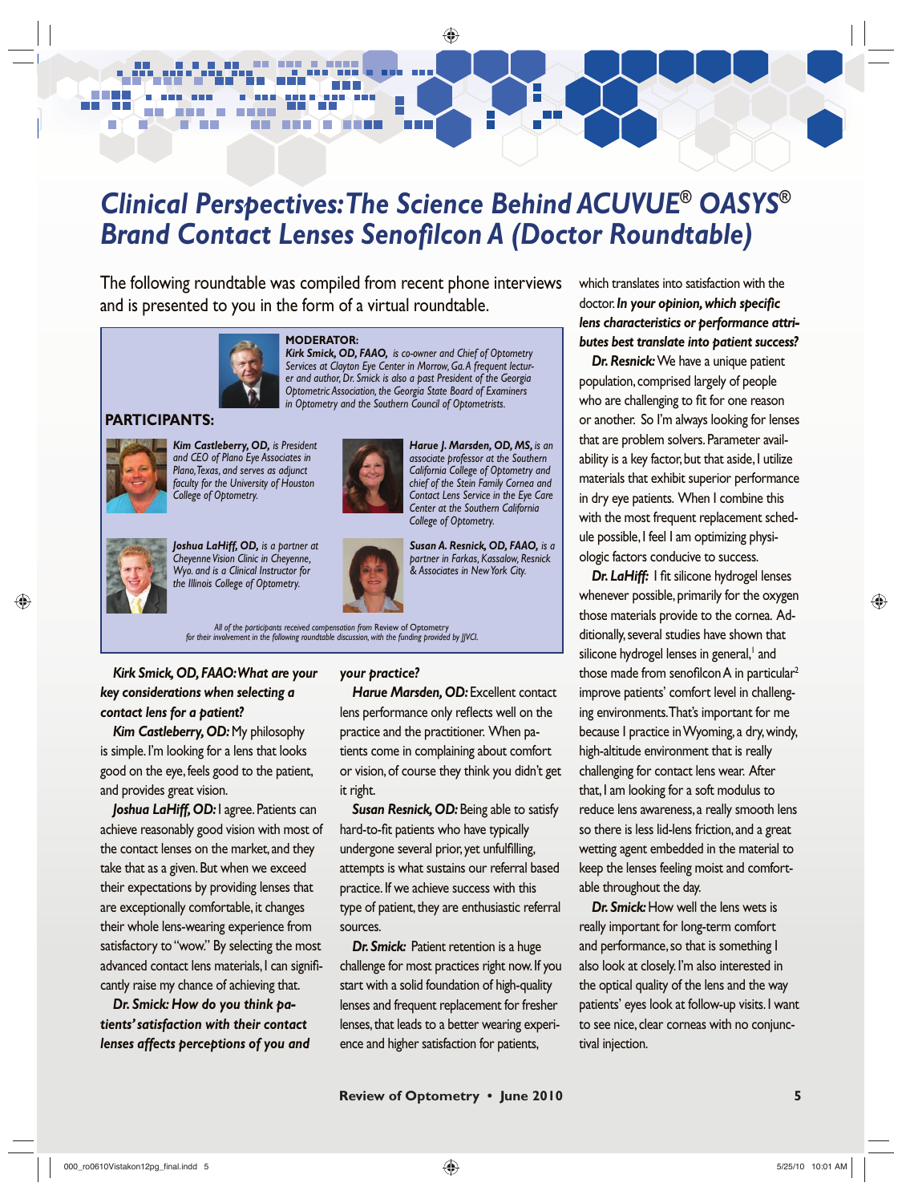# Clinical Perspectives: The Science Behind ACUVUE® OASYS® Brand Contact Lenses Senofilcon A (Doctor Roundtable)

The following roundtable was compiled from recent phone interviews and is presented to you in the form of a virtual roundtable.

**MODERATOR:**
***Kirk Smick, OD, FAAO,*** *is co-owner and Chief of Optometry Services at Clayton Eye Center in Morrow, Ga. A frequent lecturer and author, Dr. Smick is also a past President of the Georgia Optometric Association, the Georgia State Board of Examiners in Optometry and the Southern Council of Optometrists.*

**PARTICIPANTS:**

***Kim Castleberry, OD,*** *is President and CEO of Plano Eye Associates in Plano, Texas, and serves as adjunct faculty for the University of Houston College of Optometry.*

***Harue J. Marsden, OD, MS,*** *is an associate professor at the Southern California College of Optometry and chief of the Stein Family Cornea and Contact Lens Service in the Eye Care Center at the Southern California College of Optometry.*

***Joshua LaHiff, OD,*** *is a partner at Cheyenne Vision Clinic in Cheyenne, Wyo. and is a Clinical Instructor for the Illinois College of Optometry.*

***Susan A. Resnick, OD, FAAO,*** *is a partner in Farkas, Kassalow, Resnick & Associates in New York City.*

*All of the participants received compensation from Review of Optometry for their involvement in the following roundtable discussion, with the funding provided by JJVCI.*

***Kirk Smick, OD, FAAO: What are your key considerations when selecting a contact lens for a patient?***

***Kim Castleberry, OD:*** My philosophy is simple. I'm looking for a lens that looks good on the eye, feels good to the patient, and provides great vision.

***Joshua LaHiff, OD:*** I agree. Patients can achieve reasonably good vision with most of the contact lenses on the market, and they take that as a given. But when we exceed their expectations by providing lenses that are exceptionally comfortable, it changes their whole lens-wearing experience from satisfactory to "wow." By selecting the most advanced contact lens materials, I can significantly raise my chance of achieving that.

***Dr. Smick: How do you think patients' satisfaction with their contact lenses affects perceptions of you and your practice?***

***Harue Marsden, OD:*** Excellent contact lens performance only reflects well on the practice and the practitioner. When patients come in complaining about comfort or vision, of course they think you didn't get it right.

***Susan Resnick, OD:*** Being able to satisfy hard-to-fit patients who have typically undergone several prior, yet unfulfilling, attempts is what sustains our referral based practice. If we achieve success with this type of patient, they are enthusiastic referral sources.

***Dr. Smick:*** Patient retention is a huge challenge for most practices right now. If you start with a solid foundation of high-quality lenses and frequent replacement for fresher lenses, that leads to a better wearing experience and higher satisfaction for patients, which translates into satisfaction with the doctor. ***In your opinion, which specific lens characteristics or performance attributes best translate into patient success?***

***Dr. Resnick:*** We have a unique patient population, comprised largely of people who are challenging to fit for one reason or another. So I'm always looking for lenses that are problem solvers. Parameter availability is a key factor, but that aside, I utilize materials that exhibit superior performance in dry eye patients. When I combine this with the most frequent replacement schedule possible, I feel I am optimizing physiologic factors conducive to success.

***Dr. LaHiff:*** I fit silicone hydrogel lenses whenever possible, primarily for the oxygen those materials provide to the cornea. Additionally, several studies have shown that silicone hydrogel lenses in general,[1] and those made from senofilcon A in particular[2] improve patients' comfort level in challenging environments. That's important for me because I practice in Wyoming, a dry, windy, high-altitude environment that is really challenging for contact lens wear. After that, I am looking for a soft modulus to reduce lens awareness, a really smooth lens so there is less lid-lens friction, and a great wetting agent embedded in the material to keep the lenses feeling moist and comfortable throughout the day.

***Dr. Smick:*** How well the lens wets is really important for long-term comfort and performance, so that is something I also look at closely. I'm also interested in the optical quality of the lens and the way patients' eyes look at follow-up visits. I want to see nice, clear corneas with no conjunctival injection.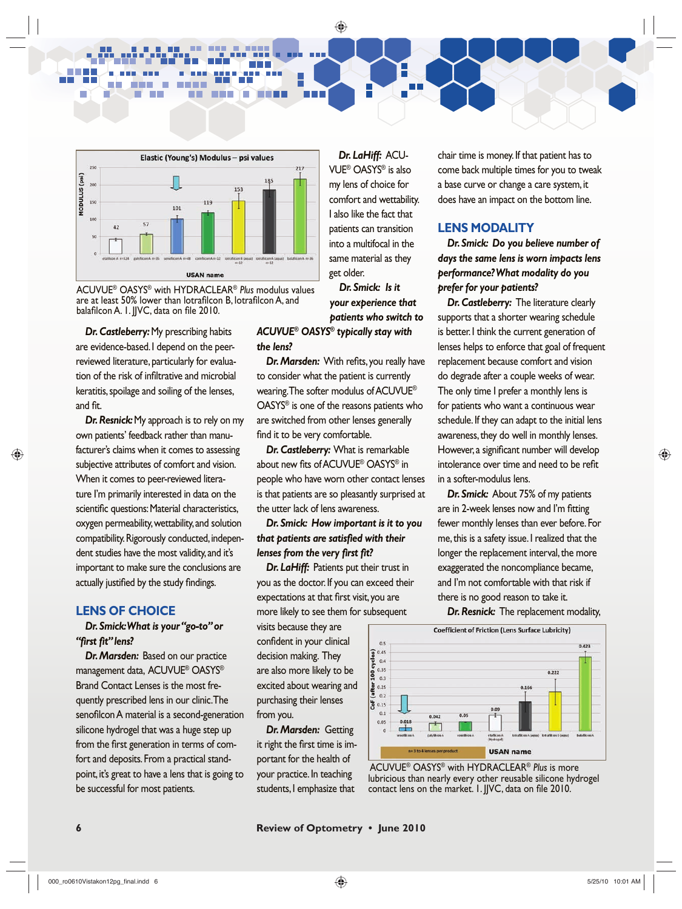ACUVUE® OASYS® with HYDRACLEAR® *Plus* modulus values are at least 50% lower than lotrafilcon B, lotrafilcon A, and balafilcon A. 1. JJVC, data on file 2010.

***Dr. Castleberry:*** My prescribing habits are evidence-based. I depend on the peer-reviewed literature, particularly for evaluation of the risk of infiltrative and microbial keratitis, spoilage and soiling of the lenses, and fit.

***Dr. Resnick:*** My approach is to rely on my own patients' feedback rather than manufacturer's claims when it comes to assessing subjective attributes of comfort and vision. When it comes to peer-reviewed literature I'm primarily interested in data on the scientific questions: Material characteristics, oxygen permeability, wettability, and solution compatibility. Rigorously conducted, independent studies have the most validity, and it's important to make sure the conclusions are actually justified by the study findings.

## LENS OF CHOICE

***Dr. Smick: What is your "go-to" or "first fit" lens?***

***Dr. Marsden:*** Based on our practice management data, ACUVUE® OASYS® Brand Contact Lenses is the most frequently prescribed lens in our clinic. The senofilcon A material is a second-generation silicone hydrogel that was a huge step up from the first generation in terms of comfort and deposits. From a practical standpoint, it's great to have a lens that is going to be successful for most patients.

***Dr. LaHiff:*** ACUVUE® OASYS® is also my lens of choice for comfort and wettability. I also like the fact that patients can transition into a multifocal in the same material as they get older.

***Dr. Smick: Is it your experience that patients who switch to ACUVUE® OASYS® typically stay with the lens?***

***Dr. Marsden:*** With refits, you really have to consider what the patient is currently wearing. The softer modulus of ACUVUE® OASYS® is one of the reasons patients who are switched from other lenses generally find it to be very comfortable.

***Dr. Castleberry:*** What is remarkable about new fits of ACUVUE® OASYS® in people who have worn other contact lenses is that patients are so pleasantly surprised at the utter lack of lens awareness.

***Dr. Smick: How important is it to you that patients are satisfied with their lenses from the very first fit?***

***Dr. LaHiff:*** Patients put their trust in you as the doctor. If you can exceed their expectations at that first visit, you are more likely to see them for subsequent visits because they are confident in your clinical decision making. They are also more likely to be excited about wearing and purchasing their lenses from you.

***Dr. Marsden:*** Getting it right the first time is important for the health of your practice. In teaching students, I emphasize that chair time is money. If that patient has to come back multiple times for you to tweak a base curve or change a care system, it does have an impact on the bottom line.

## LENS MODALITY

***Dr. Smick: Do you believe number of days the same lens is worn impacts lens performance? What modality do you prefer for your patients?***

***Dr. Castleberry:*** The literature clearly supports that a shorter wearing schedule is better. I think the current generation of lenses helps to enforce that goal of frequent replacement because comfort and vision do degrade after a couple weeks of wear. The only time I prefer a monthly lens is for patients who want a continuous wear schedule. If they can adapt to the initial lens awareness, they do well in monthly lenses. However, a significant number will develop intolerance over time and need to be refit in a softer-modulus lens.

***Dr. Smick:*** About 75% of my patients are in 2-week lenses now and I'm fitting fewer monthly lenses than ever before. For me, this is a safety issue. I realized that the longer the replacement interval, the more exaggerated the noncompliance became, and I'm not comfortable with that risk if there is no good reason to take it.

***Dr. Resnick:*** The replacement modality,

ACUVUE® OASYS® with HYDRACLEAR® *Plus* is more lubricious than nearly every other reusable silicone hydrogel contact lens on the market. 1. JJVC, data on file 2010.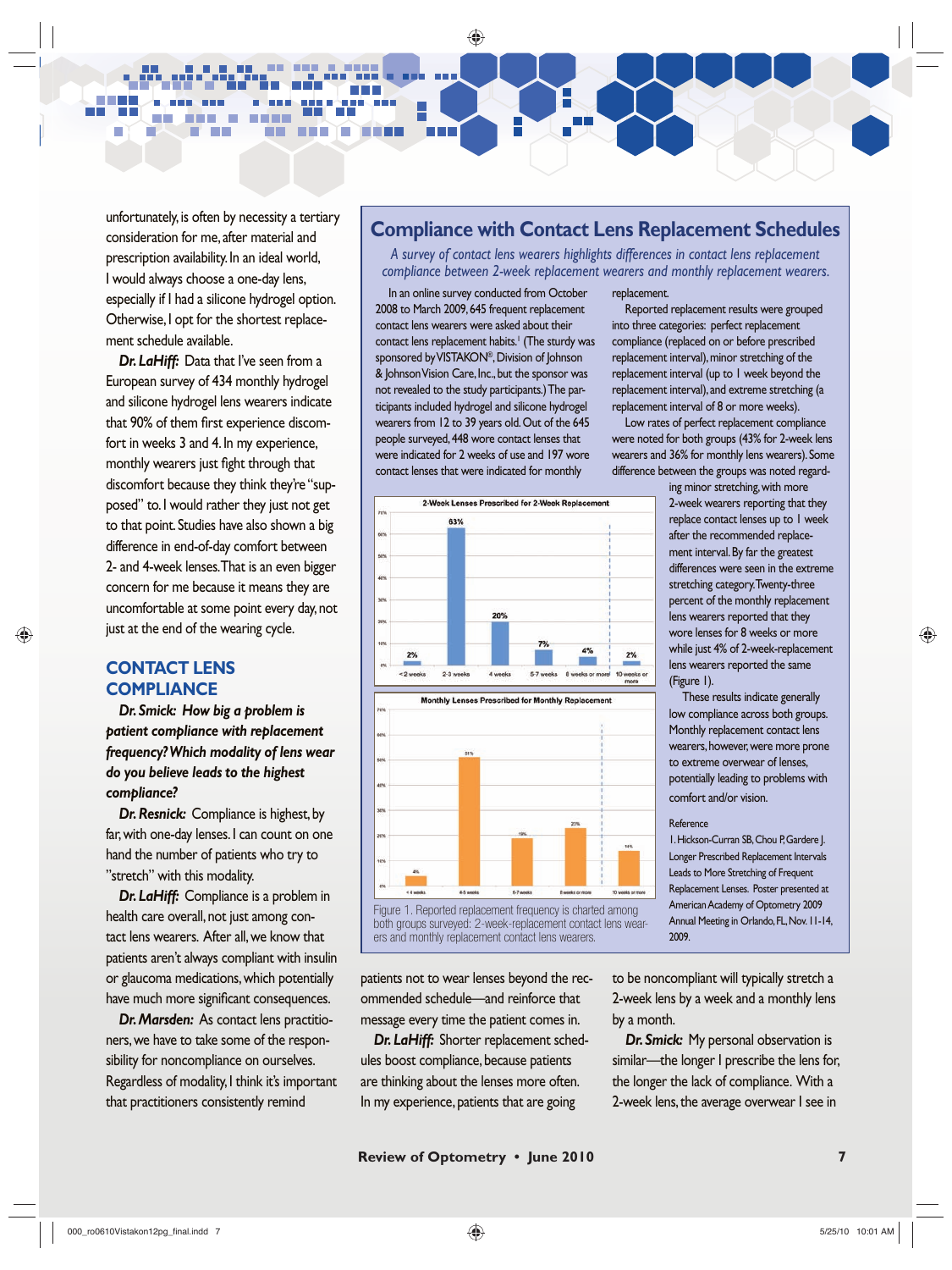unfortunately, is often by necessity a tertiary consideration for me, after material and prescription availability. In an ideal world, I would always choose a one-day lens, especially if I had a silicone hydrogel option. Otherwise, I opt for the shortest replacement schedule available.

***Dr. LaHiff:*** Data that I've seen from a European survey of 434 monthly hydrogel and silicone hydrogel lens wearers indicate that 90% of them first experience discomfort in weeks 3 and 4. In my experience, monthly wearers just fight through that discomfort because they think they're "supposed" to. I would rather they just not get to that point. Studies have also shown a big difference in end-of-day comfort between 2- and 4-week lenses. That is an even bigger concern for me because it means they are uncomfortable at some point every day, not just at the end of the wearing cycle.

## CONTACT LENS COMPLIANCE

***Dr. Smick: How big a problem is patient compliance with replacement frequency? Which modality of lens wear do you believe leads to the highest compliance?***

***Dr. Resnick:*** Compliance is highest, by far, with one-day lenses. I can count on one hand the number of patients who try to "stretch" with this modality.

***Dr. LaHiff:*** Compliance is a problem in health care overall, not just among contact lens wearers. After all, we know that patients aren't always compliant with insulin or glaucoma medications, which potentially have much more significant consequences.

***Dr. Marsden:*** As contact lens practitioners, we have to take some of the responsibility for noncompliance on ourselves. Regardless of modality, I think it's important that practitioners consistently remind patients not to wear lenses beyond the recommended schedule—and reinforce that message every time the patient comes in.

***Dr. LaHiff:*** Shorter replacement schedules boost compliance, because patients are thinking about the lenses more often. In my experience, patients that are going to be noncompliant will typically stretch a 2-week lens by a week and a monthly lens by a month.

***Dr. Smick:*** My personal observation is similar—the longer I prescribe the lens for, the longer the lack of compliance. With a 2-week lens, the average overwear I see in

---

### Compliance with Contact Lens Replacement Schedules

*A survey of contact lens wearers highlights differences in contact lens replacement compliance between 2-week replacement wearers and monthly replacement wearers.*

In an online survey conducted from October 2008 to March 2009, 645 frequent replacement contact lens wearers were asked about their contact lens replacement habits.[1] (The sturdy was sponsored by VISTAKON®, Division of Johnson & Johnson Vision Care, Inc., but the sponsor was not revealed to the study participants.) The participants included hydrogel and silicone hydrogel wearers from 12 to 39 years old. Out of the 645 people surveyed, 448 wore contact lenses that were indicated for 2 weeks of use and 197 wore contact lenses that were indicated for monthly replacement.

Reported replacement results were grouped into three categories: perfect replacement compliance (replaced on or before prescribed replacement interval), minor stretching of the replacement interval (up to 1 week beyond the replacement interval), and extreme stretching (a replacement interval of 8 or more weeks).

Low rates of perfect replacement compliance were noted for both groups (43% for 2-week lens wearers and 36% for monthly lens wearers). Some difference between the groups was noted regarding minor stretching, with more 2-week wearers reporting that they replace contact lenses up to 1 week after the recommended replacement interval. By far the greatest differences were seen in the extreme stretching category. Twenty-three percent of the monthly replacement lens wearers reported that they wore lenses for 8 weeks or more while just 4% of 2-week-replacement lens wearers reported the same (Figure 1).

These results indicate generally low compliance across both groups. Monthly replacement contact lens wearers, however, were more prone to extreme overwear of lenses, potentially leading to problems with comfort and/or vision.

**2-Week Lenses Prescribed for 2-Week Replacement**

| <2 weeks | 2-3 weeks | 4 weeks | 5-7 weeks | 8 weeks or more | 10 weeks or more |
|---|---|---|---|---|---|
| 2% | 63% | 20% | 7% | 4% | 2% |

**Monthly Lenses Prescribed for Monthly Replacement**

| < 4 weeks | 4-5 weeks | 5-7 weeks | 8 weeks or more | 10 weeks or more |
|---|---|---|---|---|
| 4% | 51% | 19% | 23% | 14% |

Figure 1. Reported replacement frequency is charted among both groups surveyed: 2-week-replacement contact lens wearers and monthly replacement contact lens wearers.

Reference

1. Hickson-Curran SB, Chou P, Gardere J. Longer Prescribed Replacement Intervals Leads to More Stretching of Frequent Replacement Lenses. Poster presented at American Academy of Optometry 2009 Annual Meeting in Orlando, FL, Nov. 11-14, 2009.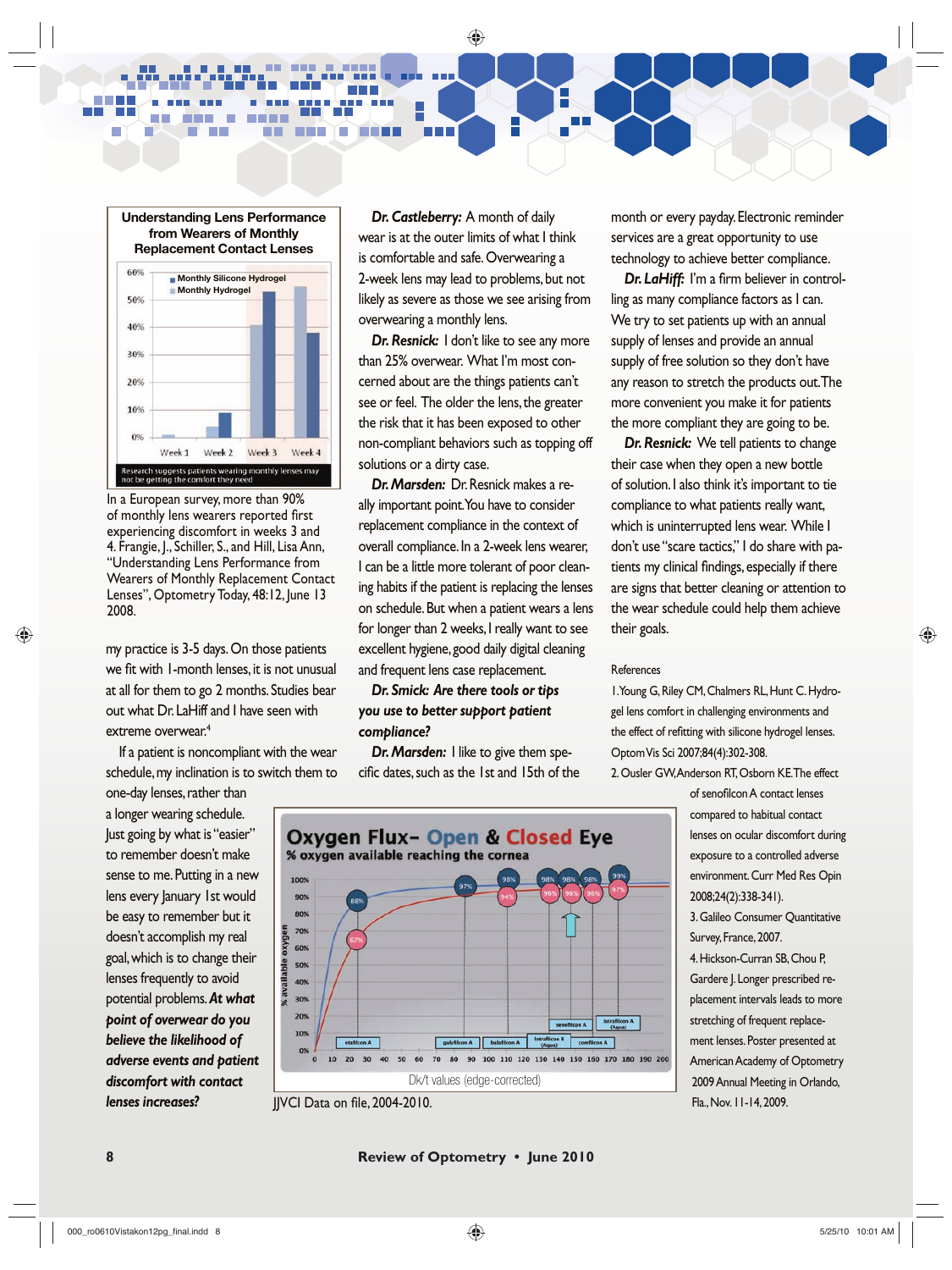**Understanding Lens Performance from Wearers of Monthly Replacement Contact Lenses**

Research suggests patients wearing monthly lenses may not be getting the comfort they need

In a European survey, more than 90% of monthly lens wearers reported first experiencing discomfort in weeks 3 and 4. Frangie, J., Schiller, S., and Hill, Lisa Ann, "Understanding Lens Performance from Wearers of Monthly Replacement Contact Lenses", Optometry Today, 48:12, June 13 2008.

my practice is 3-5 days. On those patients we fit with 1-month lenses, it is not unusual at all for them to go 2 months. Studies bear out what Dr. LaHiff and I have seen with extreme overwear.[4]

If a patient is noncompliant with the wear schedule, my inclination is to switch them to one-day lenses, rather than a longer wearing schedule. Just going by what is "easier" to remember doesn't make sense to me. Putting in a new lens every January 1st would be easy to remember but it doesn't accomplish my real goal, which is to change their lenses frequently to avoid potential problems. ***At what point of overwear do you believe the likelihood of adverse events and patient discomfort with contact lenses increases?***

***Dr. Castleberry:*** A month of daily wear is at the outer limits of what I think is comfortable and safe. Overwearing a 2-week lens may lead to problems, but not likely as severe as those we see arising from overwearing a monthly lens.

***Dr. Resnick:*** I don't like to see any more than 25% overwear. What I'm most concerned about are the things patients can't see or feel. The older the lens, the greater the risk that it has been exposed to other non-compliant behaviors such as topping off solutions or a dirty case.

***Dr. Marsden:*** Dr. Resnick makes a really important point. You have to consider replacement compliance in the context of overall compliance. In a 2-week lens wearer, I can be a little more tolerant of poor cleaning habits if the patient is replacing the lenses on schedule. But when a patient wears a lens for longer than 2 weeks, I really want to see excellent hygiene, good daily digital cleaning and frequent lens case replacement.

***Dr. Smick: Are there tools or tips you use to better support patient compliance?***

***Dr. Marsden:*** I like to give them specific dates, such as the 1st and 15th of the month or every payday. Electronic reminder services are a great opportunity to use technology to achieve better compliance.

***Dr. LaHiff:*** I'm a firm believer in controlling as many compliance factors as I can. We try to set patients up with an annual supply of lenses and provide an annual supply of free solution so they don't have any reason to stretch the products out. The more convenient you make it for patients the more compliant they are going to be.

***Dr. Resnick:*** We tell patients to change their case when they open a new bottle of solution. I also think it's important to tie compliance to what patients really want, which is uninterrupted lens wear. While I don't use "scare tactics," I do share with patients my clinical findings, especially if there are signs that better cleaning or attention to the wear schedule could help them achieve their goals.

**Oxygen Flux– Open & Closed Eye**
% oxygen available reaching the cornea

Dk/t values (edge-corrected)

JJVCI Data on file, 2004-2010.

References

1. Young G, Riley CM, Chalmers RL, Hunt C. Hydrogel lens comfort in challenging environments and the effect of refitting with silicone hydrogel lenses. Optom Vis Sci 2007;84(4):302-308.
2. Ousler GW, Anderson RT, Osborn KE. The effect of senofilcon A contact lenses compared to habitual contact lenses on ocular discomfort during exposure to a controlled adverse environment. Curr Med Res Opin 2008;24(2):338-341).
3. Galileo Consumer Quantitative Survey, France, 2007.
4. Hickson-Curran SB, Chou P, Gardere J. Longer prescribed replacement intervals leads to more stretching of frequent replacement lenses. Poster presented at American Academy of Optometry 2009 Annual Meeting in Orlando, Fla., Nov. 11-14, 2009.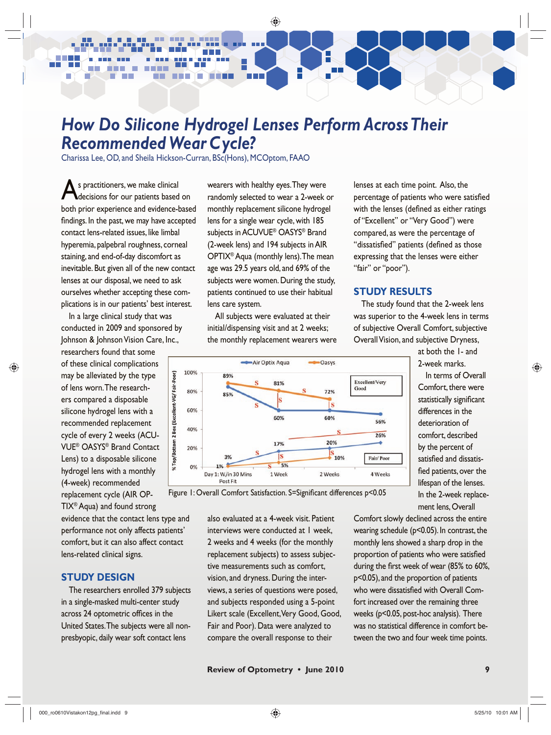# *How Do Silicone Hydrogel Lenses Perform Across Their Recommended Wear Cycle?*

Charissa Lee, OD, and Sheila Hickson-Curran, BSc(Hons), MCOptom, FAAO

As practitioners, we make clinical decisions for our patients based on both prior experience and evidence-based findings. In the past, we may have accepted contact lens-related issues, like limbal hyperemia, palpebral roughness, corneal staining, and end-of-day discomfort as inevitable. But given all of the new contact lenses at our disposal, we need to ask ourselves whether accepting these complications is in our patients' best interest.

In a large clinical study that was conducted in 2009 and sponsored by Johnson & Johnson Vision Care, Inc., researchers found that some of these clinical complications may be alleviated by the type of lens worn. The researchers compared a disposable silicone hydrogel lens with a recommended replacement cycle of every 2 weeks (ACUVUE® OASYS® Brand Contact Lens) to a disposable silicone hydrogel lens with a monthly (4-week) recommended replacement cycle (AIR OPTIX® Aqua) and found strong evidence that the contact lens type and performance not only affects patients' comfort, but it can also affect contact lens-related clinical signs.

## STUDY DESIGN

The researchers enrolled 379 subjects in a single-masked multi-center study across 24 optometric offices in the United States. The subjects were all non-presbyopic, daily wear soft contact lens wearers with healthy eyes. They were randomly selected to wear a 2-week or monthly replacement silicone hydrogel lens for a single wear cycle, with 185 subjects in ACUVUE® OASYS® Brand (2-week lens) and 194 subjects in AIR OPTIX® Aqua (monthly lens). The mean age was 29.5 years old, and 69% of the subjects were women. During the study, patients continued to use their habitual lens care system.

All subjects were evaluated at their initial/dispensing visit and at 2 weeks; the monthly replacement wearers were also evaluated at a 4-week visit. Patient interviews were conducted at 1 week, 2 weeks and 4 weeks (for the monthly replacement subjects) to assess subjective measurements such as comfort, vision, and dryness. During the interviews, a series of questions were posed, and subjects responded using a 5-point Likert scale (Excellent, Very Good, Good, Fair and Poor). Data were analyzed to compare the overall response to their lenses at each time point. Also, the percentage of patients who were satisfied with the lenses (defined as either ratings of "Excellent" or "Very Good") were compared, as were the percentage of "dissatisfied" patients (defined as those expressing that the lenses were either "fair" or "poor").

## STUDY RESULTS

The study found that the 2-week lens was superior to the 4-week lens in terms of subjective Overall Comfort, subjective Overall Vision, and subjective Dryness, at both the 1- and 2-week marks.

In terms of Overall Comfort, there were statistically significant differences in the deterioration of comfort, described by the percent of satisfied and dissatisfied patients, over the lifespan of the lenses. In the 2-week replacement lens, Overall Comfort slowly declined across the entire wearing schedule ($p<0.05$). In contrast, the monthly lens showed a sharp drop in the proportion of patients who were satisfied during the first week of wear (85% to 60%, $p<0.05$), and the proportion of patients who were dissatisfied with Overall Comfort increased over the remaining three weeks ($p<0.05$, post-hoc analysis). There was no statistical difference in comfort between the two and four week time points.

| % Top/Bottom 2 Box | Day 1: W/in 30 Mins Post Fit | 1 Week | 2 Weeks | 4 Weeks |
|---|---|---|---|---|
| Excellent/Very Good – Oasys | 89% | 81% | 72% | |
| Excellent/Very Good – Air Optix Aqua | 85% | 60% | 60% | 56% |
| Fair/Poor – Oasys | 1% | 5% | 10% | |
| Fair/Poor – Air Optix Aqua | 3% | 17% | 20% | 26% |

Figure 1: Overall Comfort Satisfaction. S=Significant differences $p<0.05$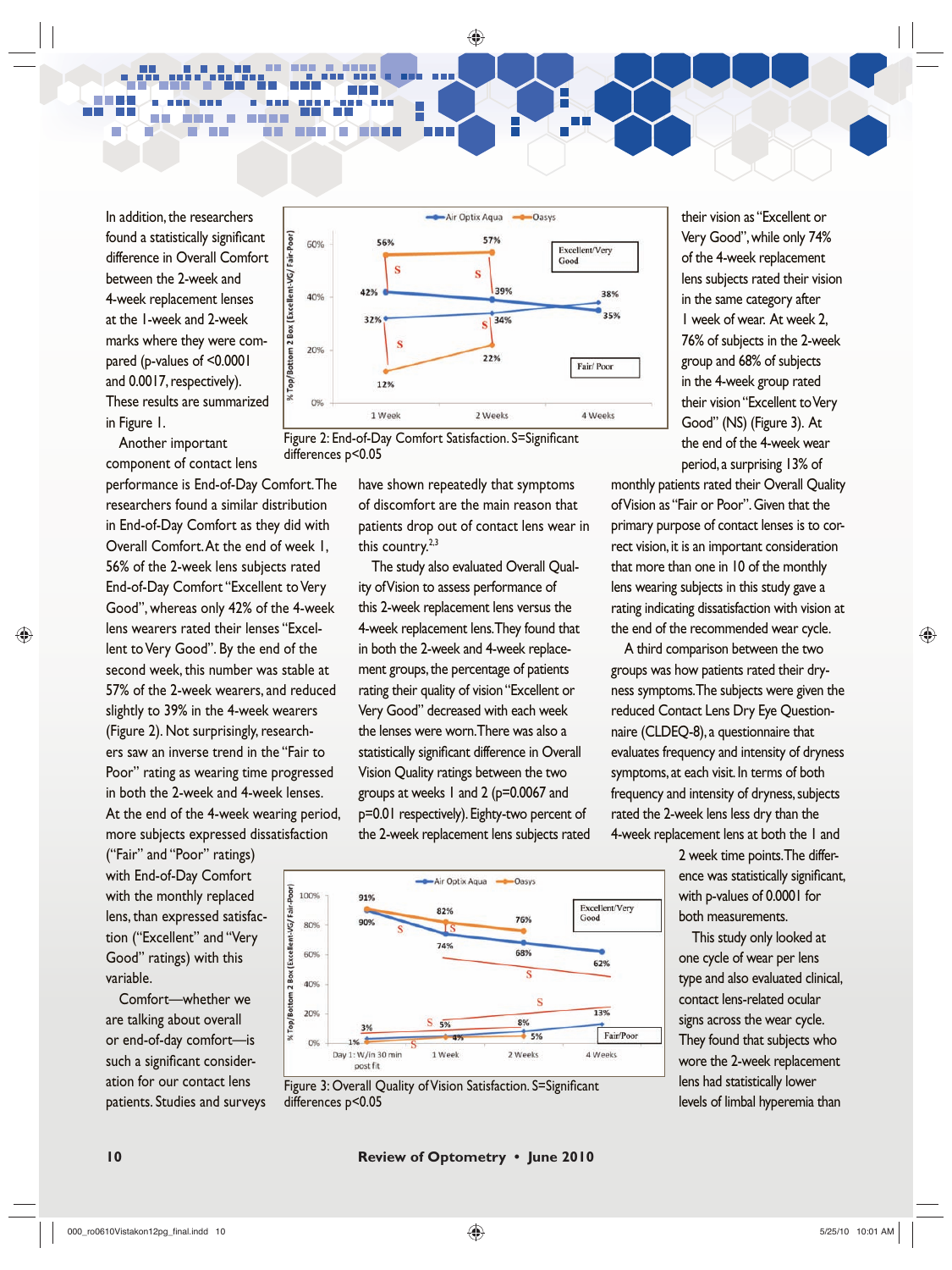In addition, the researchers found a statistically significant difference in Overall Comfort between the 2-week and 4-week replacement lenses at the 1-week and 2-week marks where they were compared (p-values of <0.0001 and 0.0017, respectively). These results are summarized in Figure 1.

Another important component of contact lens performance is End-of-Day Comfort. The researchers found a similar distribution in End-of-Day Comfort as they did with Overall Comfort. At the end of week 1, 56% of the 2-week lens subjects rated End-of-Day Comfort "Excellent to Very Good", whereas only 42% of the 4-week lens wearers rated their lenses "Excellent to Very Good". By the end of the second week, this number was stable at 57% of the 2-week wearers, and reduced slightly to 39% in the 4-week wearers (Figure 2). Not surprisingly, researchers saw an inverse trend in the "Fair to Poor" rating as wearing time progressed in both the 2-week and 4-week lenses. At the end of the 4-week wearing period, more subjects expressed dissatisfaction ("Fair" and "Poor" ratings) with End-of-Day Comfort with the monthly replaced lens, than expressed satisfaction ("Excellent" and "Very Good" ratings) with this variable.

Comfort—whether we are talking about overall or end-of-day comfort—is such a significant consideration for our contact lens patients. Studies and surveys have shown repeatedly that symptoms of discomfort are the main reason that patients drop out of contact lens wear in this country.[2,3]

Figure 2: End-of-Day Comfort Satisfaction. S=Significant differences p<0.05

The study also evaluated Overall Quality of Vision to assess performance of this 2-week replacement lens versus the 4-week replacement lens. They found that in both the 2-week and 4-week replacement groups, the percentage of patients rating their quality of vision "Excellent or Very Good" decreased with each week the lenses were worn. There was also a statistically significant difference in Overall Vision Quality ratings between the two groups at weeks 1 and 2 (p=0.0067 and p=0.01 respectively). Eighty-two percent of the 2-week replacement lens subjects rated their vision as "Excellent or Very Good", while only 74% of the 4-week replacement lens subjects rated their vision in the same category after 1 week of wear. At week 2, 76% of subjects in the 2-week group and 68% of subjects in the 4-week group rated their vision "Excellent to Very Good" (NS) (Figure 3). At the end of the 4-week wear period, a surprising 13% of monthly patients rated their Overall Quality of Vision as "Fair or Poor". Given that the primary purpose of contact lenses is to correct vision, it is an important consideration that more than one in 10 of the monthly lens wearing subjects in this study gave a rating indicating dissatisfaction with vision at the end of the recommended wear cycle.

Figure 3: Overall Quality of Vision Satisfaction. S=Significant differences p<0.05

A third comparison between the two groups was how patients rated their dryness symptoms. The subjects were given the reduced Contact Lens Dry Eye Questionnaire (CLDEQ-8), a questionnaire that evaluates frequency and intensity of dryness symptoms, at each visit. In terms of both frequency and intensity of dryness, subjects rated the 2-week lens less dry than the 4-week replacement lens at both the 1 and 2 week time points. The difference was statistically significant, with p-values of 0.0001 for both measurements.

This study only looked at one cycle of wear per lens type and also evaluated clinical, contact lens-related ocular signs across the wear cycle. They found that subjects who wore the 2-week replacement lens had statistically lower levels of limbal hyperemia than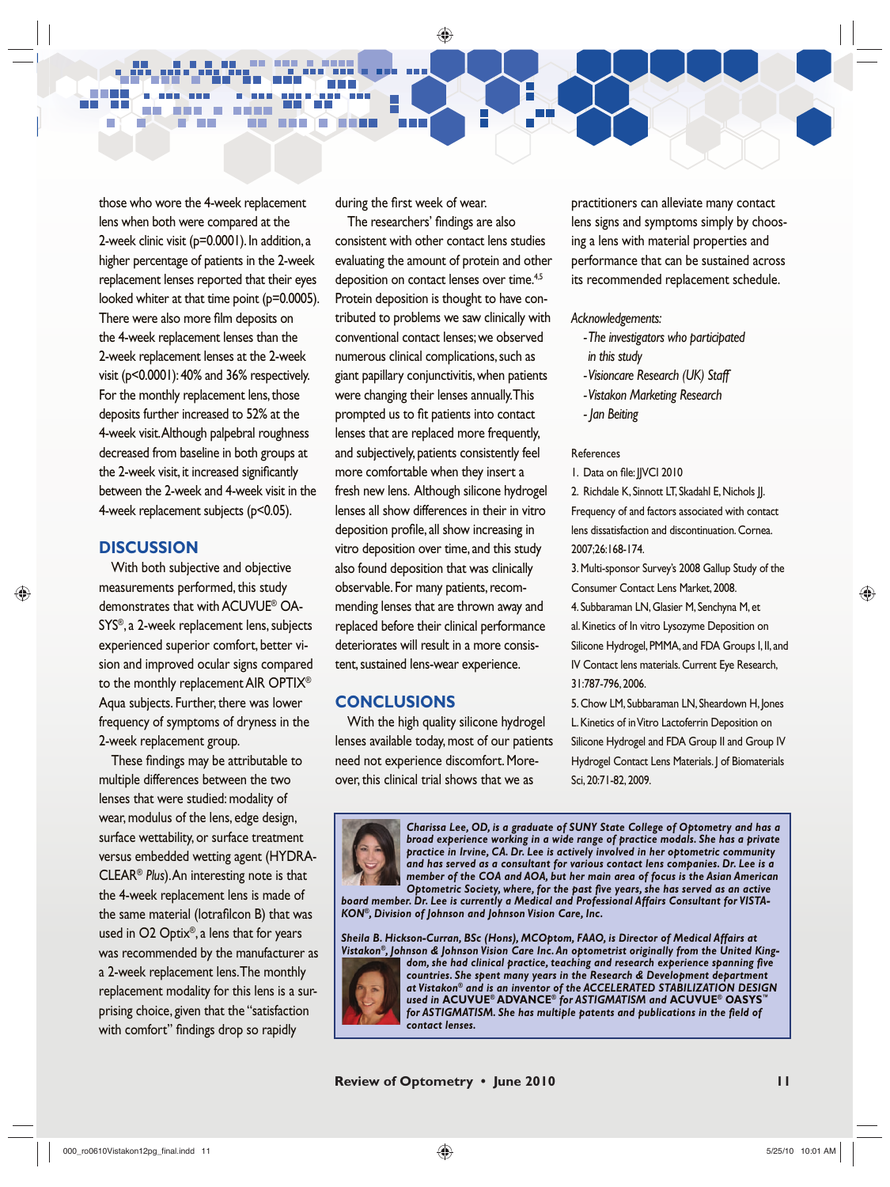those who wore the 4-week replacement lens when both were compared at the 2-week clinic visit ($p=0.0001$). In addition, a higher percentage of patients in the 2-week replacement lenses reported that their eyes looked whiter at that time point ($p=0.0005$). There were also more film deposits on the 4-week replacement lenses than the 2-week replacement lenses at the 2-week visit ($p<0.0001$): 40% and 36% respectively. For the monthly replacement lens, those deposits further increased to 52% at the 4-week visit. Although palpebral roughness decreased from baseline in both groups at the 2-week visit, it increased significantly between the 2-week and 4-week visit in the 4-week replacement subjects ($p<0.05$).

## DISCUSSION

With both subjective and objective measurements performed, this study demonstrates that with ACUVUE® OASYS®, a 2-week replacement lens, subjects experienced superior comfort, better vision and improved ocular signs compared to the monthly replacement AIR OPTIX® Aqua subjects. Further, there was lower frequency of symptoms of dryness in the 2-week replacement group.

These findings may be attributable to multiple differences between the two lenses that were studied: modality of wear, modulus of the lens, edge design, surface wettability, or surface treatment versus embedded wetting agent (HYDRACLEAR® *Plus*). An interesting note is that the 4-week replacement lens is made of the same material (lotrafilcon B) that was used in O2 Optix®, a lens that for years was recommended by the manufacturer as a 2-week replacement lens. The monthly replacement modality for this lens is a surprising choice, given that the "satisfaction with comfort" findings drop so rapidly during the first week of wear.

The researchers' findings are also consistent with other contact lens studies evaluating the amount of protein and other deposition on contact lenses over time.[4,5] Protein deposition is thought to have contributed to problems we saw clinically with conventional contact lenses; we observed numerous clinical complications, such as giant papillary conjunctivitis, when patients were changing their lenses annually. This prompted us to fit patients into contact lenses that are replaced more frequently, and subjectively, patients consistently feel more comfortable when they insert a fresh new lens. Although silicone hydrogel lenses all show differences in their in vitro deposition profile, all show increasing in vitro deposition over time, and this study also found deposition that was clinically observable. For many patients, recommending lenses that are thrown away and replaced before their clinical performance deteriorates will result in a more consistent, sustained lens-wear experience.

## CONCLUSIONS

With the high quality silicone hydrogel lenses available today, most of our patients need not experience discomfort. Moreover, this clinical trial shows that we as practitioners can alleviate many contact lens signs and symptoms simply by choosing a lens with material properties and performance that can be sustained across its recommended replacement schedule.

*Acknowledgements:*

- *The investigators who participated in this study*
- *Visioncare Research (UK) Staff*
- *Vistakon Marketing Research*
- *Jan Beiting*

References

1. Data on file: JJVCI 2010
2. Richdale K, Sinnott LT, Skadahl E, Nichols JJ. Frequency of and factors associated with contact lens dissatisfaction and discontinuation. Cornea. 2007;26:168-174.
3. Multi-sponsor Survey's 2008 Gallup Study of the Consumer Contact Lens Market, 2008.
4. Subbaraman LN, Glasier M, Senchyna M, et al. Kinetics of In vitro Lysozyme Deposition on Silicone Hydrogel, PMMA, and FDA Groups I, II, and IV Contact lens materials. Current Eye Research, 31:787-796, 2006.
5. Chow LM, Subbaraman LN, Sheardown H, Jones L. Kinetics of in Vitro Lactoferrin Deposition on Silicone Hydrogel and FDA Group II and Group IV Hydrogel Contact Lens Materials. J of Biomaterials Sci, 20:71-82, 2009.

***Charissa Lee, OD, is a graduate of SUNY State College of Optometry and has a broad experience working in a wide range of practice modals. She has a private practice in Irvine, CA. Dr. Lee is actively involved in her optometric community and has served as a consultant for various contact lens companies. Dr. Lee is a member of the COA and AOA, but her main area of focus is the Asian American Optometric Society, where, for the past five years, she has served as an active board member. Dr. Lee is currently a Medical and Professional Affairs Consultant for VISTAKON®, Division of Johnson and Johnson Vision Care, Inc.***

***Sheila B. Hickson-Curran, BSc (Hons), MCOptom, FAAO, is Director of Medical Affairs at Vistakon®, Johnson & Johnson Vision Care Inc. An optometrist originally from the United Kingdom, she had clinical practice, teaching and research experience spanning five countries. She spent many years in the Research & Development department at Vistakon® and is an inventor of the ACCELERATED STABILIZATION DESIGN used in ACUVUE® ADVANCE® for ASTIGMATISM and ACUVUE® OASYS™ for ASTIGMATISM. She has multiple patents and publications in the field of contact lenses.***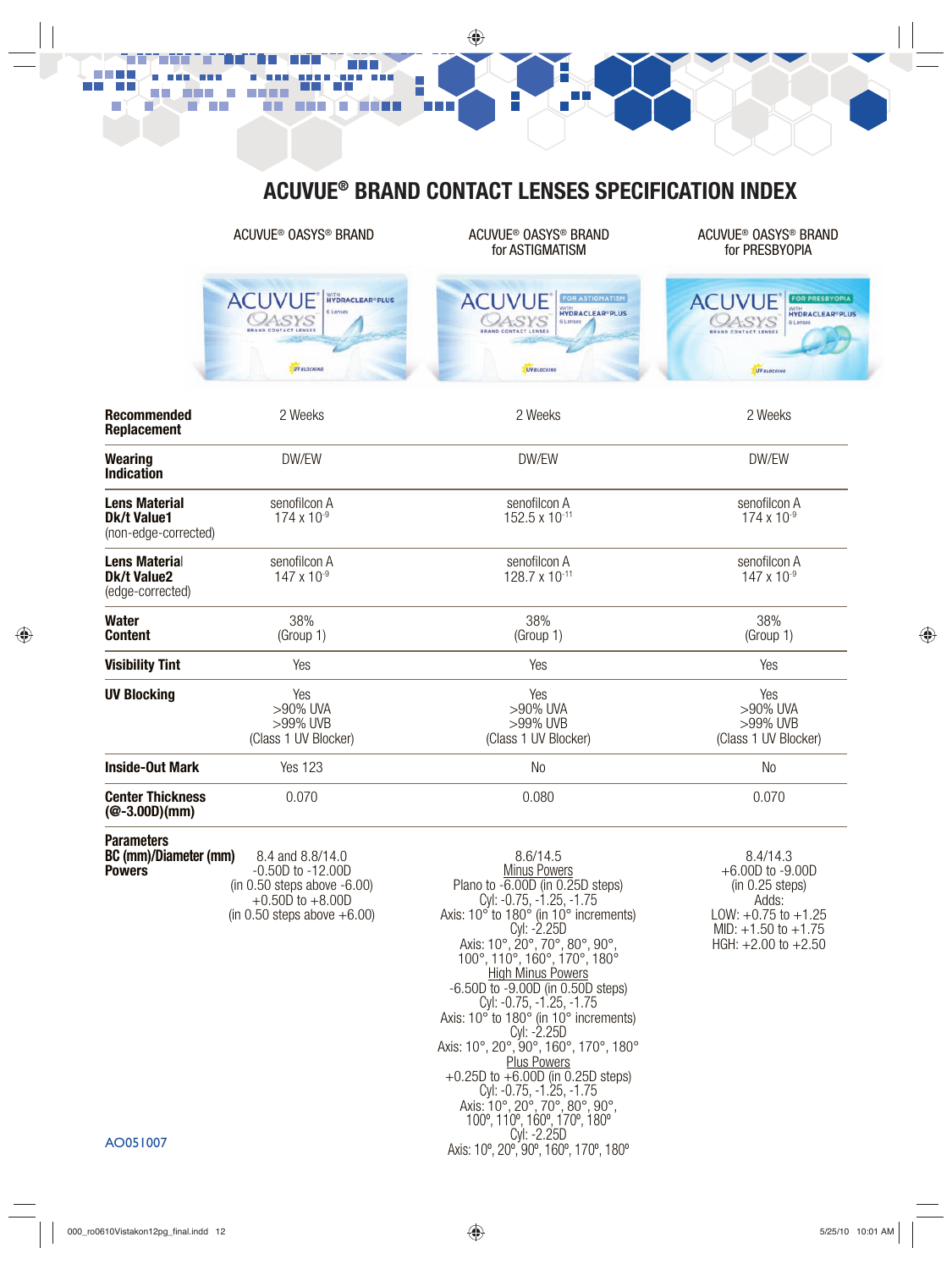# ACUVUE® BRAND CONTACT LENSES SPECIFICATION INDEX

| | ACUVUE® OASYS® BRAND | ACUVUE® OASYS® BRAND for ASTIGMATISM | ACUVUE® OASYS® BRAND for PRESBYOPIA |
|---|---|---|---|
| **Recommended Replacement** | 2 Weeks | 2 Weeks | 2 Weeks |
| **Wearing Indication** | DW/EW | DW/EW | DW/EW |
| **Lens Material Dk/t Value1** (non-edge-corrected) | senofilcon A $174 \times 10^{-9}$ | senofilcon A $152.5 \times 10^{-11}$ | senofilcon A $174 \times 10^{-9}$ |
| **Lens Material Dk/t Value2** (edge-corrected) | senofilcon A $147 \times 10^{-9}$ | senofilcon A $128.7 \times 10^{-11}$ | senofilcon A $147 \times 10^{-9}$ |
| **Water Content** | 38% (Group 1) | 38% (Group 1) | 38% (Group 1) |
| **Visibility Tint** | Yes | Yes | Yes |
| **UV Blocking** | Yes >90% UVA >99% UVB (Class 1 UV Blocker) | Yes >90% UVA >99% UVB (Class 1 UV Blocker) | Yes >90% UVA >99% UVB (Class 1 UV Blocker) |
| **Inside-Out Mark** | Yes 123 | No | No |
| **Center Thickness (@-3.00D)(mm)** | 0.070 | 0.080 | 0.070 |
| **Parameters BC (mm)/Diameter (mm) Powers** | 8.4 and 8.8/14.0<br>-0.50D to -12.00D<br>(in 0.50 steps above -6.00)<br>+0.50D to +8.00D<br>(in 0.50 steps above +6.00) | 8.6/14.5<br>Minus Powers<br>Plano to -6.00D (in 0.25D steps)<br>Cyl: -0.75, -1.25, -1.75<br>Axis: 10° to 180° (in 10° increments)<br>Cyl: -2.25D<br>Axis: 10°, 20°, 70°, 80°, 90°, 100°, 110°, 160°, 170°, 180°<br>High Minus Powers<br>-6.50D to -9.00D (in 0.50D steps)<br>Cyl: -0.75, -1.25, -1.75<br>Axis: 10° to 180° (in 10° increments)<br>Cyl: -2.25D<br>Axis: 10°, 20°, 90°, 160°, 170°, 180°<br>Plus Powers<br>+0.25D to +6.00D (in 0.25D steps)<br>Cyl: -0.75, -1.25, -1.75<br>Axis: 10°, 20°, 70°, 80°, 90°, 100°, 110°, 160°, 170°, 180°<br>Cyl: -2.25D<br>Axis: 10°, 20°, 90°, 160°, 170°, 180° | 8.4/14.3<br>+6.00D to -9.00D<br>(in 0.25 steps)<br>Adds:<br>LOW: +0.75 to +1.25<br>MID: +1.50 to +1.75<br>HGH: +2.00 to +2.50 |

AO051007